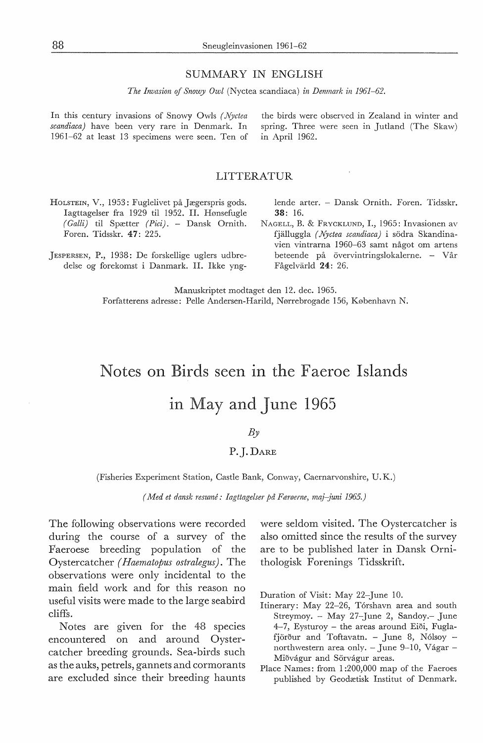## SUMMARY IN ENGLISH

*The Invasion of Snowy Owl* (Nyctea scandiaca) *in Denmark in 1961–62.*

In this century invasions of Snowy Owls *(Nyctea scandiaca)* have been very rare in Denmark. In 1961–62 at least 13 specimens were seen. Ten of the birds were observed in Zealand in winter and spring. Three were seen in Jutland (The Skaw) in April 1962.

## LITTERATUR

Holstein, V., 1953: Fuglelivet på Jægerspris gods. Iagttagelser fra 1929 til 1952. II. Hønsefugle *(Galli)* til Spætter *(Pici)*. – Dansk Ornith. Foren. Tidsskr. **47**: 225.

Jespersen, P., 1938: De forskellige uglers udbredelse og forekomst i Danmark. II. Ikke ynglende arter. – Dansk Ornith. Foren. Tidsskr. **38**: 16.

Nagell, B. & Frycklund, I., 1965: Invasionen av fjälluggla *(Nyctea scandiaca)* i södra Skandinavien vintrarna 1960–63 samt något om artens beteende på övervintringslokalerne. – Vår Fågelvärld **24**: 26.

Manuskriptet modtaget den 12. dec. 1965.
Forfatterens adresse: Pelle Andersen-Harild, Nørrebrogade 156, København N.

# Notes on Birds seen in the Faeroe Islands in May and June 1965

*By*

P. J. Dare

(Fisheries Experiment Station, Castle Bank, Conway, Caernarvonshire, U.K.)

*(Med et dansk resumé: Iagttagelser på Færøerne, maj–juni 1965.)*

The following observations were recorded during the course of a survey of the Faeroese breeding population of the Oystercatcher *(Haematopus ostralegus)*. The observations were only incidental to the main field work and for this reason no useful visits were made to the large seabird cliffs.

Notes are given for the 48 species encountered on and around Oystercatcher breeding grounds. Sea-birds such as the auks, petrels, gannets and cormorants are excluded since their breeding haunts were seldom visited. The Oystercatcher is also omitted since the results of the survey are to be published later in Dansk Ornithologisk Forenings Tidsskrift.

Duration of Visit: May 22–June 10.

Itinerary: May 22–26, Tórshavn area and south Streymoy. – May 27–June 2, Sandoy.– June 4–7, Eysturoy – the areas around Eiði, Fuglafjörður and Toftavatn. – June 8, Nólsoy – northwestern area only. – June 9–10, Vágar – Miðvágur and Sörvágur areas.

Place Names: from 1:200,000 map of the Faeroes published by Geodætisk Institut of Denmark.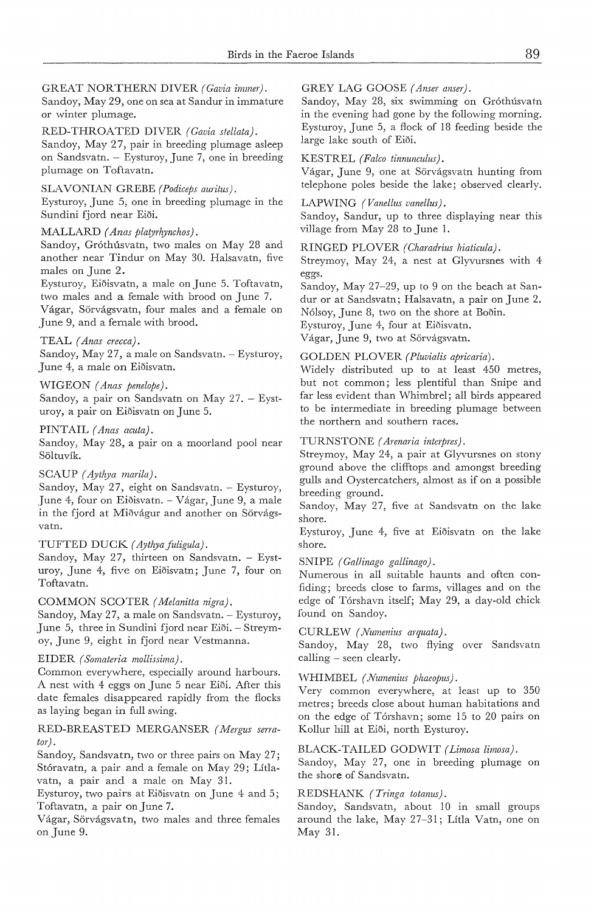GREAT NORTHERN DIVER *(Gavia immer)*.
Sandoy, May 29, one on sea at Sandur in immature or winter plumage.

RED-THROATED DIVER *(Gavia stellata)*.
Sandoy, May 27, pair in breeding plumage asleep on Sandsvatn. – Eysturoy, June 7, one in breeding plumage on Toftavatn.

SLAVONIAN GREBE *(Podiceps auritus)*.
Eysturoy, June 5, one in breeding plumage in the Sundini fjord near Eiði.

MALLARD *(Anas platyrhynchos)*.
Sandoy, Gróthúsvatn, two males on May 28 and another near Tindur on May 30. Halsavatn, five males on June 2.
Eysturoy, Eiðisvatn, a male on June 5. Toftavatn, two males and a female with brood on June 7.
Vágar, Sörvágsvatn, four males and a female on June 9, and a female with brood.

TEAL *(Anas crecca)*.
Sandoy, May 27, a male on Sandsvatn. – Eysturoy, June 4, a male on Eiðisvatn.

WIGEON *(Anas penelope)*.
Sandoy, a pair on Sandsvatn on May 27. – Eysturoy, a pair on Eiðisvatn on June 5.

PINTAIL *(Anas acuta)*.
Sandoy, May 28, a pair on a moorland pool near Söltuvík.

SCAUP *(Aythya marila)*.
Sandoy, May 27, eight on Sandsvatn. – Eysturoy, June 4, four on Eiðisvatn. – Vágar, June 9, a male in the fjord at Miðvágur and another on Sörvágsvatn.

TUFTED DUCK *(Aythya fuligula)*.
Sandoy, May 27, thirteen on Sandsvatn. – Eysturoy, June 4, five on Eiðisvatn; June 7, four on Toftavatn.

COMMON SCOTER *(Melanitta nigra)*.
Sandoy, May 27, a male on Sandsvatn. – Eysturoy, June 5, three in Sundini fjord near Eiði. – Streymoy, June 9, eight in fjord near Vestmanna.

EIDER *(Somateria mollissima)*.
Common everywhere, especially around harbours. A nest with 4 eggs on June 5 near Eiði. After this date females disappeared rapidly from the flocks as laying began in full swing.

RED-BREASTED MERGANSER *(Mergus serrator)*.
Sandoy, Sandsvatn, two or three pairs on May 27; Stóravatn, a pair and a female on May 29; Lítlavatn, a pair and a male on May 31.
Eysturoy, two pairs at Eiðisvatn on June 4 and 5; Toftavatn, a pair on June 7.
Vágar, Sörvágsvatn, two males and three females on June 9.

GREY LAG GOOSE *(Anser anser)*.
Sandoy, May 28, six swimming on Gróthúsvatn in the evening had gone by the following morning. Eysturoy, June 5, a flock of 18 feeding beside the large lake south of Eiði.

KESTREL *(Falco tinnunculus)*.
Vágar, June 9, one at Sörvágsvatn hunting from telephone poles beside the lake; observed clearly.

LAPWING *(Vanellus vanellus)*.
Sandoy, Sandur, up to three displaying near this village from May 28 to June 1.

RINGED PLOVER *(Charadrius hiaticula)*.
Streymoy, May 24, a nest at Glyvursnes with 4 eggs.
Sandoy, May 27–29, up to 9 on the beach at Sandur or at Sandsvatn; Halsavatn, a pair on June 2.
Nólsoy, June 8, two on the shore at Boðin.
Eysturoy, June 4, four at Eiðisvatn.
Vágar, June 9, two at Sörvágsvatn.

GOLDEN PLOVER *(Pluvialis apricaria)*.
Widely distributed up to at least 450 metres, but not common; less plentiful than Snipe and far less evident than Whimbrel; all birds appeared to be intermediate in breeding plumage between the northern and southern races.

TURNSTONE *(Arenaria interpres)*.
Streymoy, May 24, a pair at Glyvursnes on stony ground above the clifftops and amongst breeding gulls and Oystercatchers, almost as if on a possible breeding ground.
Sandoy, May 27, five at Sandsvatn on the lake shore.
Eysturoy, June 4, five at Eiðisvatn on the lake shore.

SNIPE *(Gallinago gallinago)*.
Numerous in all suitable haunts and often confiding; breeds close to farms, villages and on the edge of Tórshavn itself; May 29, a day-old chick found on Sandoy.

CURLEW *(Numenius arquata)*.
Sandoy, May 28, two flying over Sandsvatn calling – seen clearly.

WHIMBEL *(Numenius phaeopus)*.
Very common everywhere, at least up to 350 metres; breeds close about human habitations and on the edge of Tórshavn; some 15 to 20 pairs on Kollur hill at Eiði, north Eysturoy.

BLACK-TAILED GODWIT *(Limosa limosa)*.
Sandoy, May 27, one in breeding plumage on the shore of Sandsvatn.

REDSHANK *(Tringa totanus)*.
Sandoy, Sandsvatn, about 10 in small groups around the lake, May 27–31; Lítla Vatn, one on May 31.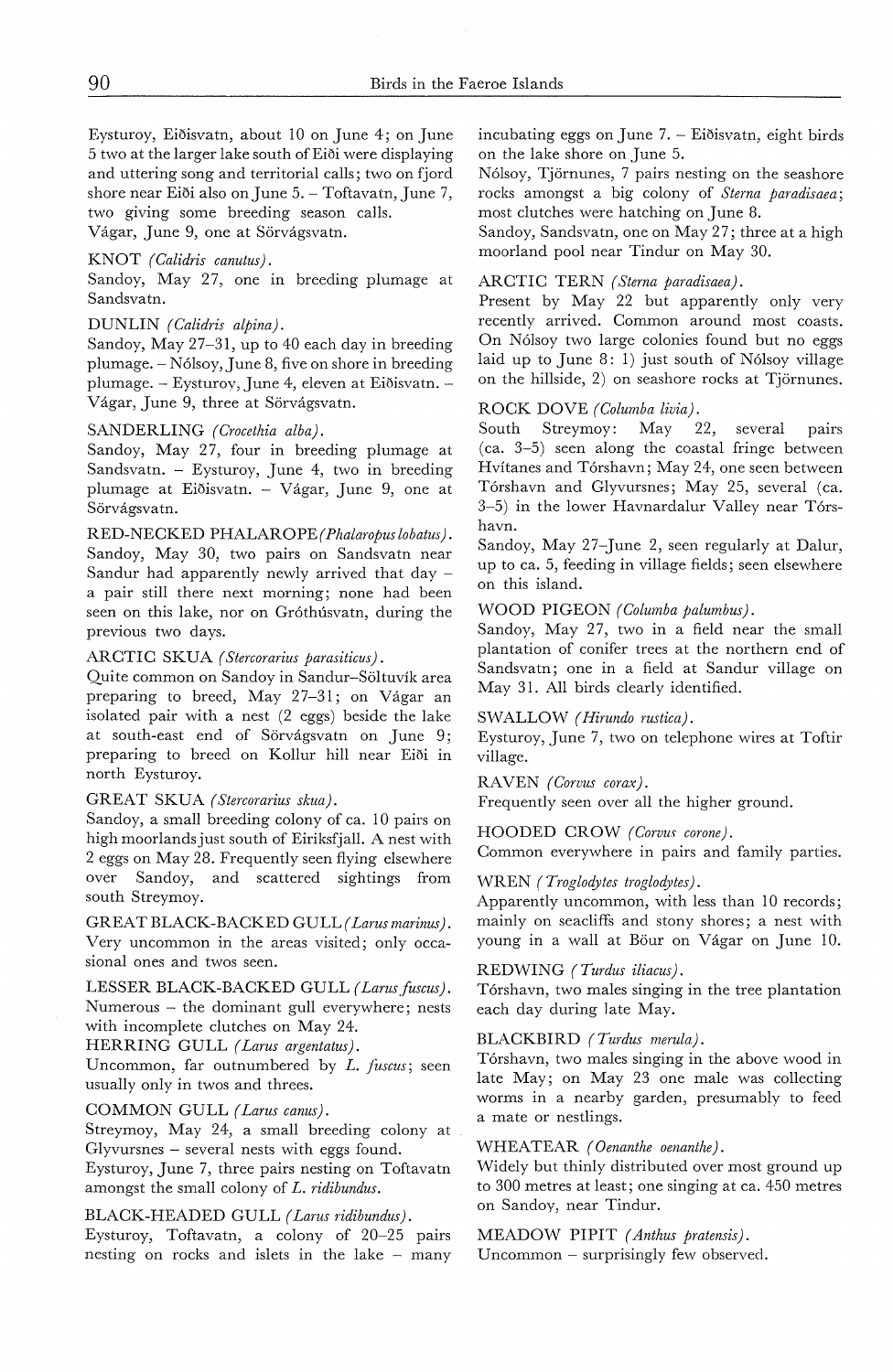Eysturoy, Eiðisvatn, about 10 on June 4; on June 5 two at the larger lake south of Eiði were displaying and uttering song and territorial calls; two on fjord shore near Eiði also on June 5. – Toftavatn, June 7, two giving some breeding season calls.
Vágar, June 9, one at Sörvágsvatn.

KNOT *(Calidris canutus)*.
Sandoy, May 27, one in breeding plumage at Sandsvatn.

DUNLIN *(Calidris alpina)*.
Sandoy, May 27–31, up to 40 each day in breeding plumage. – Nólsoy, June 8, five on shore in breeding plumage. – Eysturoy, June 4, eleven at Eiðisvatn. – Vágar, June 9, three at Sörvágsvatn.

SANDERLING *(Crocethia alba)*.
Sandoy, May 27, four in breeding plumage at Sandsvatn. – Eysturoy, June 4, two in breeding plumage at Eiðisvatn. – Vágar, June 9, one at Sörvágsvatn.

RED-NECKED PHALAROPE *(Phalaropus lobatus)*.
Sandoy, May 30, two pairs on Sandsvatn near Sandur had apparently newly arrived that day – a pair still there next morning; none had been seen on this lake, nor on Gróthúsvatn, during the previous two days.

ARCTIC SKUA *(Stercorarius parasiticus)*.
Quite common on Sandoy in Sandur–Söltuvík area preparing to breed, May 27–31; on Vágar an isolated pair with a nest (2 eggs) beside the lake at south-east end of Sörvágsvatn on June 9; preparing to breed on Kollur hill near Eiði in north Eysturoy.

GREAT SKUA *(Stercorarius skua)*.
Sandoy, a small breeding colony of ca. 10 pairs on high moorlands just south of Eiriksfjall. A nest with 2 eggs on May 28. Frequently seen flying elsewhere over Sandoy, and scattered sightings from south Streymoy.

GREAT BLACK-BACKED GULL *(Larus marinus)*.
Very uncommon in the areas visited; only occasional ones and twos seen.

LESSER BLACK-BACKED GULL *(Larus fuscus)*.
Numerous – the dominant gull everywhere; nests with incomplete clutches on May 24.

HERRING GULL *(Larus argentatus)*.
Uncommon, far outnumbered by *L. fuscus*; seen usually only in twos and threes.

COMMON GULL *(Larus canus)*.
Streymoy, May 24, a small breeding colony at Glyvursnes – several nests with eggs found.
Eysturoy, June 7, three pairs nesting on Toftavatn amongst the small colony of *L. ridibundus*.

BLACK-HEADED GULL *(Larus ridibundus)*.
Eysturoy, Toftavatn, a colony of 20–25 pairs nesting on rocks and islets in the lake – many incubating eggs on June 7. – Eiðisvatn, eight birds on the lake shore on June 5.
Nólsoy, Tjörnunes, 7 pairs nesting on the seashore rocks amongst a big colony of *Sterna paradisaea*; most clutches were hatching on June 8.
Sandoy, Sandsvatn, one on May 27; three at a high moorland pool near Tindur on May 30.

ARCTIC TERN *(Sterna paradisaea)*.
Present by May 22 but apparently only very recently arrived. Common around most coasts. On Nólsoy two large colonies found but no eggs laid up to June 8: 1) just south of Nólsoy village on the hillside, 2) on seashore rocks at Tjörnunes.

ROCK DOVE *(Columba livia)*.
South Streymoy: May 22, several pairs (ca. 3–5) seen along the coastal fringe between Hvítanes and Tórshavn; May 24, one seen between Tórshavn and Glyvursnes; May 25, several (ca. 3–5) in the lower Havnardalur Valley near Tórshavn.
Sandoy, May 27–June 2, seen regularly at Dalur, up to ca. 5, feeding in village fields; seen elsewhere on this island.

WOOD PIGEON *(Columba palumbus)*.
Sandoy, May 27, two in a field near the small plantation of conifer trees at the northern end of Sandsvatn; one in a field at Sandur village on May 31. All birds clearly identified.

SWALLOW *(Hirundo rustica)*.
Eysturoy, June 7, two on telephone wires at Toftir village.

RAVEN *(Corvus corax)*.
Frequently seen over all the higher ground.

HOODED CROW *(Corvus corone)*.
Common everywhere in pairs and family parties.

WREN *(Troglodytes troglodytes)*.
Apparently uncommon, with less than 10 records; mainly on seacliffs and stony shores; a nest with young in a wall at Böur on Vágar on June 10.

REDWING *(Turdus iliacus)*.
Tórshavn, two males singing in the tree plantation each day during late May.

BLACKBIRD *(Turdus merula)*.
Tórshavn, two males singing in the above wood in late May; on May 23 one male was collecting worms in a nearby garden, presumably to feed a mate or nestlings.

WHEATEAR *(Oenanthe oenanthe)*.
Widely but thinly distributed over most ground up to 300 metres at least; one singing at ca. 450 metres on Sandoy, near Tindur.

MEADOW PIPIT *(Anthus pratensis)*.
Uncommon – surprisingly few observed.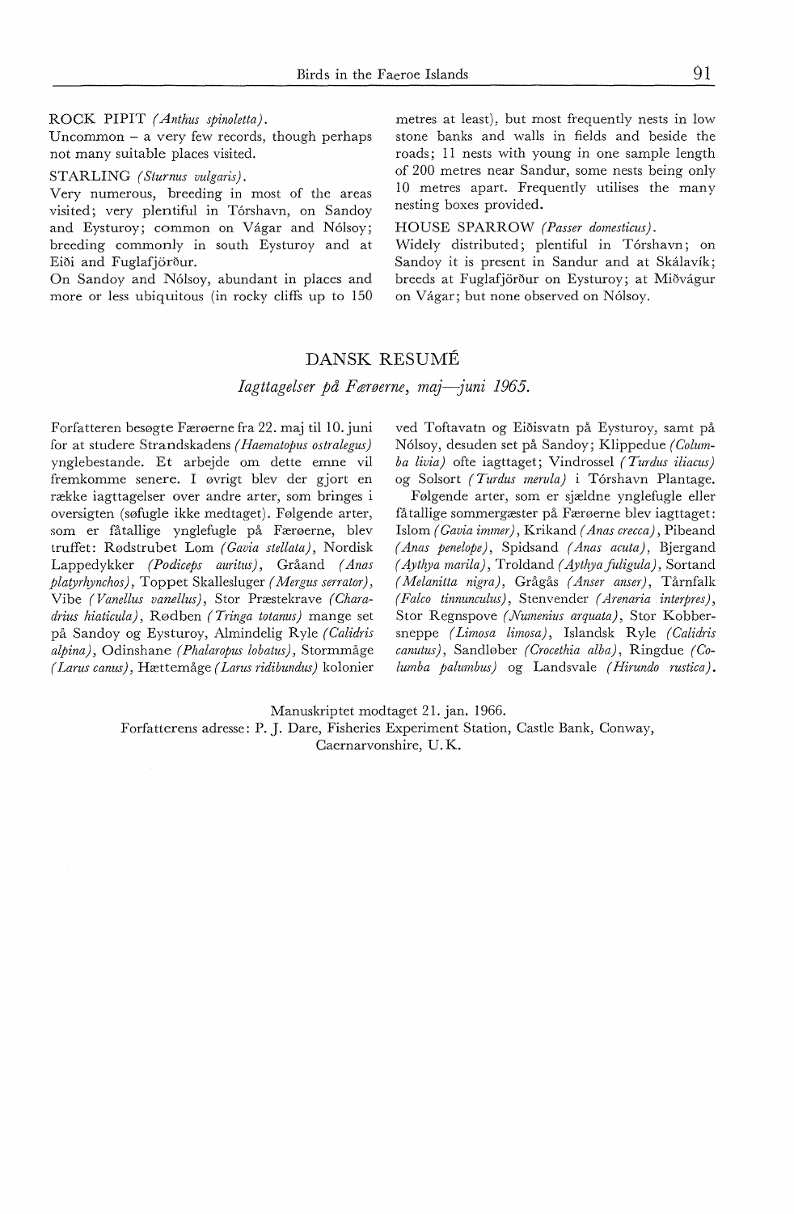ROCK PIPIT *(Anthus spinoletta)*.
Uncommon – a very few records, though perhaps not many suitable places visited.

STARLING *(Sturnus vulgaris)*.
Very numerous, breeding in most of the areas visited; very plentiful in Tórshavn, on Sandoy and Eysturoy; common on Vágar and Nólsoy; breeding commonly in south Eysturoy and at Eiði and Fuglafjörður.

On Sandoy and Nólsoy, abundant in places and more or less ubiquitous (in rocky cliffs up to 150 metres at least), but most frequently nests in low stone banks and walls in fields and beside the roads; 11 nests with young in one sample length of 200 metres near Sandur, some nests being only 10 metres apart. Frequently utilises the many nesting boxes provided.

HOUSE SPARROW *(Passer domesticus)*.
Widely distributed; plentiful in Tórshavn; on Sandoy it is present in Sandur and at Skálavík; breeds at Fuglafjörður on Eysturoy; at Miðvágur on Vágar; but none observed on Nólsoy.

## DANSK RESUMÉ

### *Iagttagelser på Færøerne, maj—juni 1965.*

Forfatteren besøgte Færøerne fra 22. maj til 10. juni for at studere Strandskadens *(Haematopus ostralegus)* ynglebestande. Et arbejde om dette emne vil fremkomme senere. I øvrigt blev der gjort en række iagttagelser over andre arter, som bringes i oversigten (søfugle ikke medtaget). Følgende arter, som er fåtallige ynglefugle på Færøerne, blev truffet: Rødstrubet Lom *(Gavia stellata)*, Nordisk Lappedykker *(Podiceps auritus)*, Gråand *(Anas platyrhynchos)*, Toppet Skallesluger *(Mergus serrator)*, Vibe *(Vanellus vanellus)*, Stor Præstekrave *(Charadrius hiaticula)*, Rødben *(Tringa totanus)* mange set på Sandoy og Eysturoy, Almindelig Ryle *(Calidris alpina)*, Odinshane *(Phalaropus lobatus)*, Stormmåge *(Larus canus)*, Hættemåge *(Larus ridibundus)* kolonier ved Toftavatn og Eiðisvatn på Eysturoy, samt på Nólsoy, desuden set på Sandoy; Klippedue *(Columba livia)* ofte iagttaget; Vindrossel *(Turdus iliacus)* og Solsort *(Turdus merula)* i Tórshavn Plantage.

Følgende arter, som er sjældne ynglefugle eller fåtallige sommergæster på Færøerne blev iagttaget: Islom *(Gavia immer)*, Krikand *(Anas crecca)*, Pibeand *(Anas penelope)*, Spidsand *(Anas acuta)*, Bjergand *(Aythya marila)*, Troldand *(Aythya fuligula)*, Sortand *(Melanitta nigra)*, Grågås *(Anser anser)*, Tårnfalk *(Falco tinnunculus)*, Stenvender *(Arenaria interpres)*, Stor Regnspove *(Numenius arquata)*, Stor Kobbersneppe *(Limosa limosa)*, Islandsk Ryle *(Calidris canutus)*, Sandløber *(Crocethia alba)*, Ringdue *(Columba palumbus)* og Landsvale *(Hirundo rustica)*.

Manuskriptet modtaget 21. jan. 1966.
Forfatterens adresse: P. J. Dare, Fisheries Experiment Station, Castle Bank, Conway, Caernarvonshire, U. K.